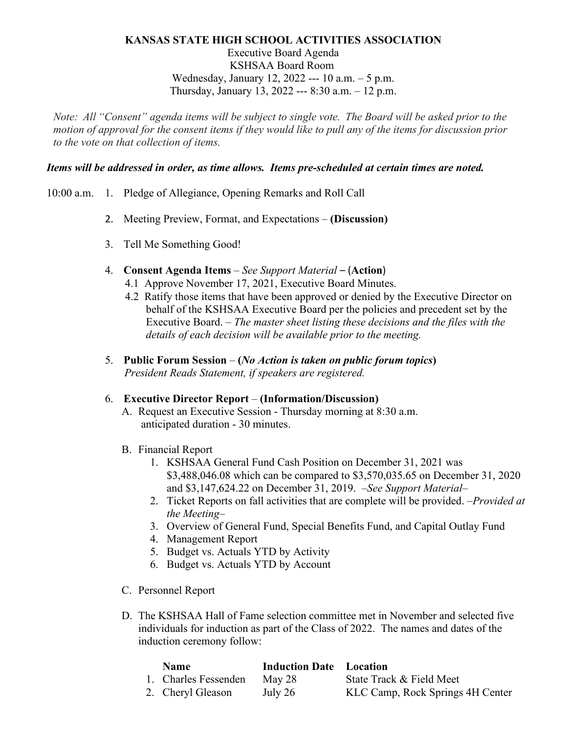# KANSAS STATE HIGH SCHOOL ACTIVITIES ASSOCIATION

Executive Board Agenda
KSHSAA Board Room
Wednesday, January 12, 2022 --- 10 a.m. – 5 p.m.
Thursday, January 13, 2022 --- 8:30 a.m. – 12 p.m.

*Note: All "Consent" agenda items will be subject to single vote. The Board will be asked prior to the motion of approval for the consent items if they would like to pull any of the items for discussion prior to the vote on that collection of items.*

***Items will be addressed in order, as time allows. Items pre-scheduled at certain times are noted.***

10:00 a.m.

1. Pledge of Allegiance, Opening Remarks and Roll Call

2. Meeting Preview, Format, and Expectations – **(Discussion)**

3. Tell Me Something Good!

4. **Consent Agenda Items** – *See Support Material* – **(Action)**
   - 4.1 Approve November 17, 2021, Executive Board Minutes.
   - 4.2 Ratify those items that have been approved or denied by the Executive Director on behalf of the KSHSAA Executive Board per the policies and precedent set by the Executive Board. – *The master sheet listing these decisions and the files with the details of each decision will be available prior to the meeting.*

5. **Public Forum Session** – **(*No Action is taken on public forum topics*)**
   *President Reads Statement, if speakers are registered.*

6. **Executive Director Report** – **(Information/Discussion)**

   A. Request an Executive Session - Thursday morning at 8:30 a.m. anticipated duration - 30 minutes.

   B. Financial Report
      1. KSHSAA General Fund Cash Position on December 31, 2021 was $3,488,046.08 which can be compared to $3,570,035.65 on December 31, 2020 and $3,147,624.22 on December 31, 2019. –*See Support Material*–
      2. Ticket Reports on fall activities that are complete will be provided. –*Provided at the Meeting*–
      3. Overview of General Fund, Special Benefits Fund, and Capital Outlay Fund
      4. Management Report
      5. Budget vs. Actuals YTD by Activity
      6. Budget vs. Actuals YTD by Account

   C. Personnel Report

   D. The KSHSAA Hall of Fame selection committee met in November and selected five individuals for induction as part of the Class of 2022. The names and dates of the induction ceremony follow:

| Name | Induction Date | Location |
|---|---|---|
| 1. Charles Fessenden | May 28 | State Track & Field Meet |
| 2. Cheryl Gleason | July 26 | KLC Camp, Rock Springs 4H Center |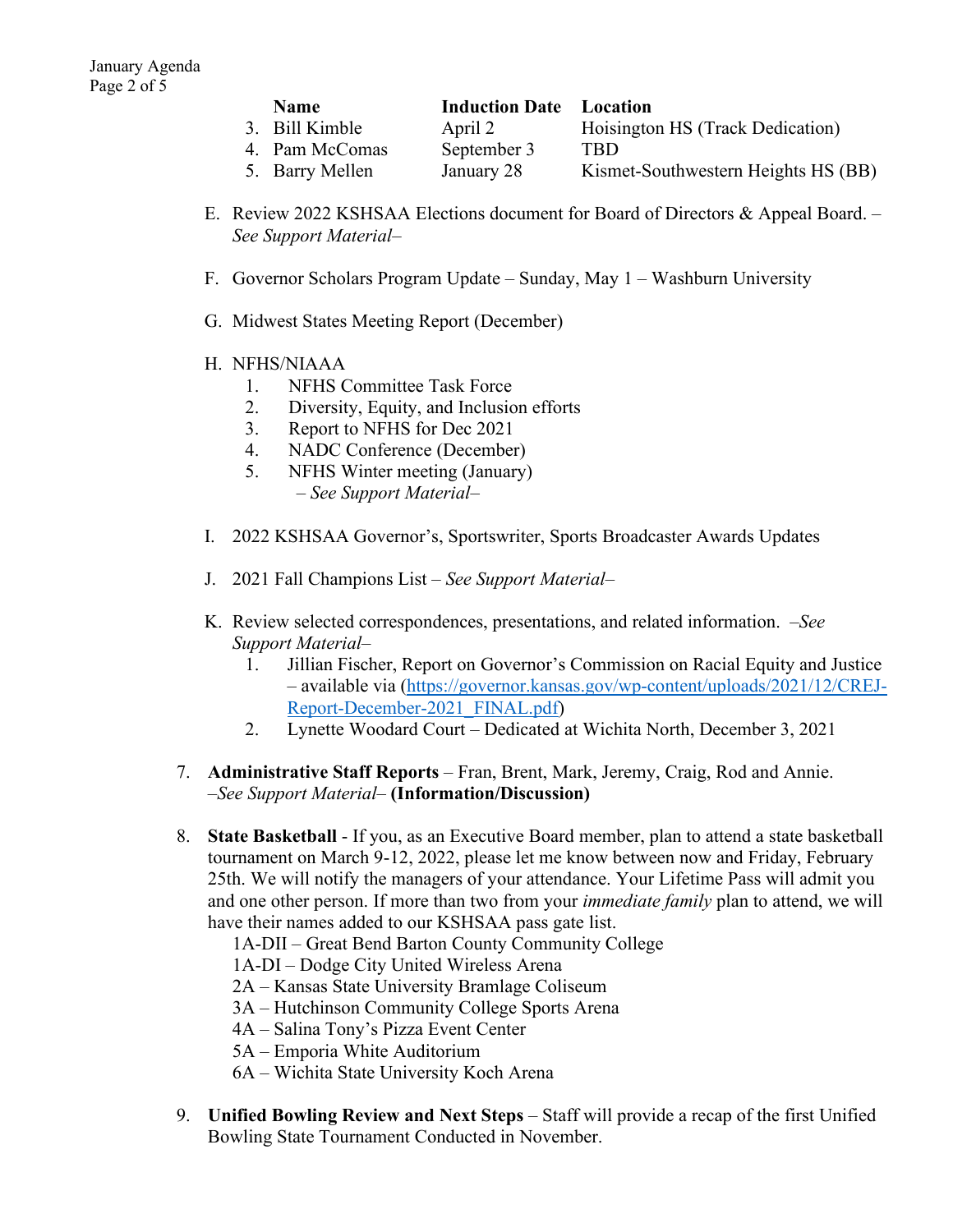| | Name | Induction Date | Location |
|---|---|---|---|
| 3. | Bill Kimble | April 2 | Hoisington HS (Track Dedication) |
| 4. | Pam McComas | September 3 | TBD |
| 5. | Barry Mellen | January 28 | Kismet-Southwestern Heights HS (BB) |

E. Review 2022 KSHSAA Elections document for Board of Directors & Appeal Board. – *See Support Material–*

F. Governor Scholars Program Update – Sunday, May 1 – Washburn University

G. Midwest States Meeting Report (December)

H. NFHS/NIAAA
   1. NFHS Committee Task Force
   2. Diversity, Equity, and Inclusion efforts
   3. Report to NFHS for Dec 2021
   4. NADC Conference (December)
   5. NFHS Winter meeting (January)
      *– See Support Material–*

I. 2022 KSHSAA Governor's, Sportswriter, Sports Broadcaster Awards Updates

J. 2021 Fall Champions List – *See Support Material–*

K. Review selected correspondences, presentations, and related information. *–See Support Material–*
   1. Jillian Fischer, Report on Governor's Commission on Racial Equity and Justice – available via (https://governor.kansas.gov/wp-content/uploads/2021/12/CREJ-Report-December-2021_FINAL.pdf)
   2. Lynette Woodard Court – Dedicated at Wichita North, December 3, 2021

7. **Administrative Staff Reports** – Fran, Brent, Mark, Jeremy, Craig, Rod and Annie. *–See Support Material–* **(Information/Discussion)**

8. **State Basketball** - If you, as an Executive Board member, plan to attend a state basketball tournament on March 9-12, 2022, please let me know between now and Friday, February 25th. We will notify the managers of your attendance. Your Lifetime Pass will admit you and one other person. If more than two from your *immediate family* plan to attend, we will have their names added to our KSHSAA pass gate list.
   1A-DII – Great Bend Barton County Community College
   1A-DI – Dodge City United Wireless Arena
   2A – Kansas State University Bramlage Coliseum
   3A – Hutchinson Community College Sports Arena
   4A – Salina Tony's Pizza Event Center
   5A – Emporia White Auditorium
   6A – Wichita State University Koch Arena

9. **Unified Bowling Review and Next Steps** – Staff will provide a recap of the first Unified Bowling State Tournament Conducted in November.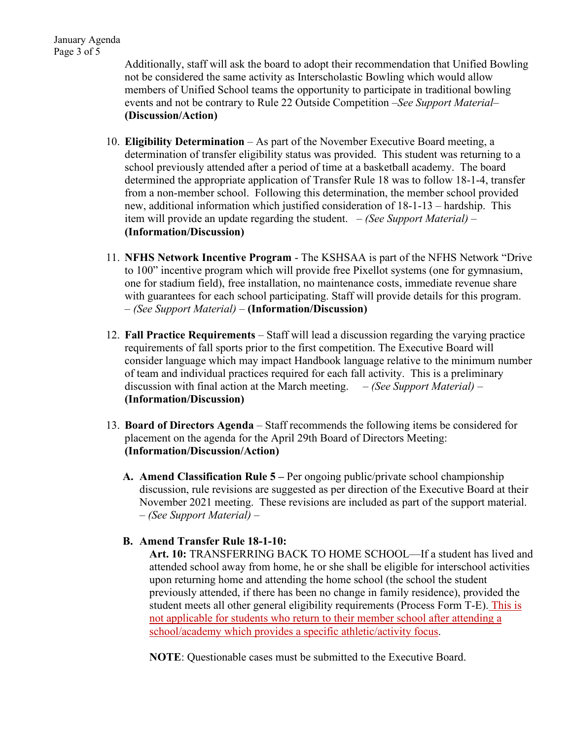Additionally, staff will ask the board to adopt their recommendation that Unified Bowling not be considered the same activity as Interscholastic Bowling which would allow members of Unified School teams the opportunity to participate in traditional bowling events and not be contrary to Rule 22 Outside Competition –*See Support Material*– **(Discussion/Action)**

10. **Eligibility Determination** – As part of the November Executive Board meeting, a determination of transfer eligibility status was provided. This student was returning to a school previously attended after a period of time at a basketball academy. The board determined the appropriate application of Transfer Rule 18 was to follow 18-1-4, transfer from a non-member school. Following this determination, the member school provided new, additional information which justified consideration of 18-1-13 – hardship. This item will provide an update regarding the student. – *(See Support Material)* – **(Information/Discussion)**

11. **NFHS Network Incentive Program** - The KSHSAA is part of the NFHS Network "Drive to 100" incentive program which will provide free Pixellot systems (one for gymnasium, one for stadium field), free installation, no maintenance costs, immediate revenue share with guarantees for each school participating. Staff will provide details for this program. – *(See Support Material)* – **(Information/Discussion)**

12. **Fall Practice Requirements** – Staff will lead a discussion regarding the varying practice requirements of fall sports prior to the first competition. The Executive Board will consider language which may impact Handbook language relative to the minimum number of team and individual practices required for each fall activity. This is a preliminary discussion with final action at the March meeting. – *(See Support Material)* – **(Information/Discussion)**

13. **Board of Directors Agenda** – Staff recommends the following items be considered for placement on the agenda for the April 29th Board of Directors Meeting: **(Information/Discussion/Action)**

    **A. Amend Classification Rule 5 –** Per ongoing public/private school championship discussion, rule revisions are suggested as per direction of the Executive Board at their November 2021 meeting. These revisions are included as part of the support material. – *(See Support Material)* –

    **B. Amend Transfer Rule 18-1-10:**

    **Art. 10:** TRANSFERRING BACK TO HOME SCHOOL—If a student has lived and attended school away from home, he or she shall be eligible for interschool activities upon returning home and attending the home school (the school the student previously attended, if there has been no change in family residence), provided the student meets all other general eligibility requirements (Process Form T-E). This is not applicable for students who return to their member school after attending a school/academy which provides a specific athletic/activity focus.

    **NOTE**: Questionable cases must be submitted to the Executive Board.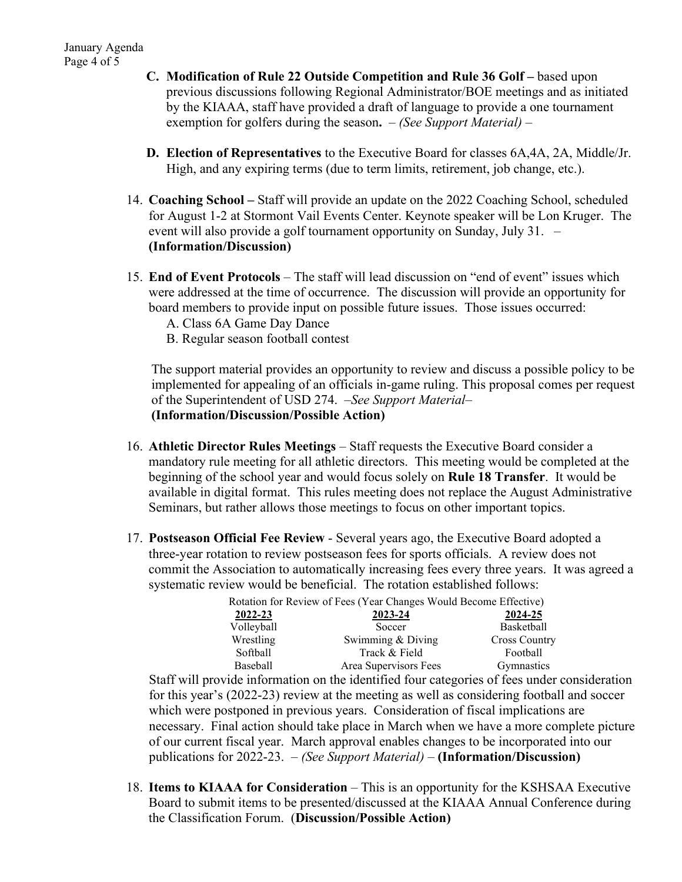C. **Modification of Rule 22 Outside Competition and Rule 36 Golf –** based upon previous discussions following Regional Administrator/BOE meetings and as initiated by the KIAAA, staff have provided a draft of language to provide a one tournament exemption for golfers during the season**.** – *(See Support Material)* –

D. **Election of Representatives** to the Executive Board for classes 6A,4A, 2A, Middle/Jr. High, and any expiring terms (due to term limits, retirement, job change, etc.).

14. **Coaching School –** Staff will provide an update on the 2022 Coaching School, scheduled for August 1-2 at Stormont Vail Events Center. Keynote speaker will be Lon Kruger. The event will also provide a golf tournament opportunity on Sunday, July 31. – **(Information/Discussion)**

15. **End of Event Protocols** – The staff will lead discussion on "end of event" issues which were addressed at the time of occurrence. The discussion will provide an opportunity for board members to provide input on possible future issues. Those issues occurred:
    A. Class 6A Game Day Dance
    B. Regular season football contest

    The support material provides an opportunity to review and discuss a possible policy to be implemented for appealing of an officials in-game ruling. This proposal comes per request of the Superintendent of USD 274. –*See Support Material*–
    **(Information/Discussion/Possible Action)**

16. **Athletic Director Rules Meetings** – Staff requests the Executive Board consider a mandatory rule meeting for all athletic directors. This meeting would be completed at the beginning of the school year and would focus solely on **Rule 18 Transfer**. It would be available in digital format. This rules meeting does not replace the August Administrative Seminars, but rather allows those meetings to focus on other important topics.

17. **Postseason Official Fee Review** - Several years ago, the Executive Board adopted a three-year rotation to review postseason fees for sports officials. A review does not commit the Association to automatically increasing fees every three years. It was agreed a systematic review would be beneficial. The rotation established follows:

    Rotation for Review of Fees (Year Changes Would Become Effective)

    | 2022-23 | 2023-24 | 2024-25 |
    |---|---|---|
    | Volleyball | Soccer | Basketball |
    | Wrestling | Swimming & Diving | Cross Country |
    | Softball | Track & Field | Football |
    | Baseball | Area Supervisors Fees | Gymnastics |

    Staff will provide information on the identified four categories of fees under consideration for this year's (2022-23) review at the meeting as well as considering football and soccer which were postponed in previous years. Consideration of fiscal implications are necessary. Final action should take place in March when we have a more complete picture of our current fiscal year. March approval enables changes to be incorporated into our publications for 2022-23. – *(See Support Material)* – **(Information/Discussion)**

18. **Items to KIAAA for Consideration** – This is an opportunity for the KSHSAA Executive Board to submit items to be presented/discussed at the KIAAA Annual Conference during the Classification Forum. (**Discussion/Possible Action)**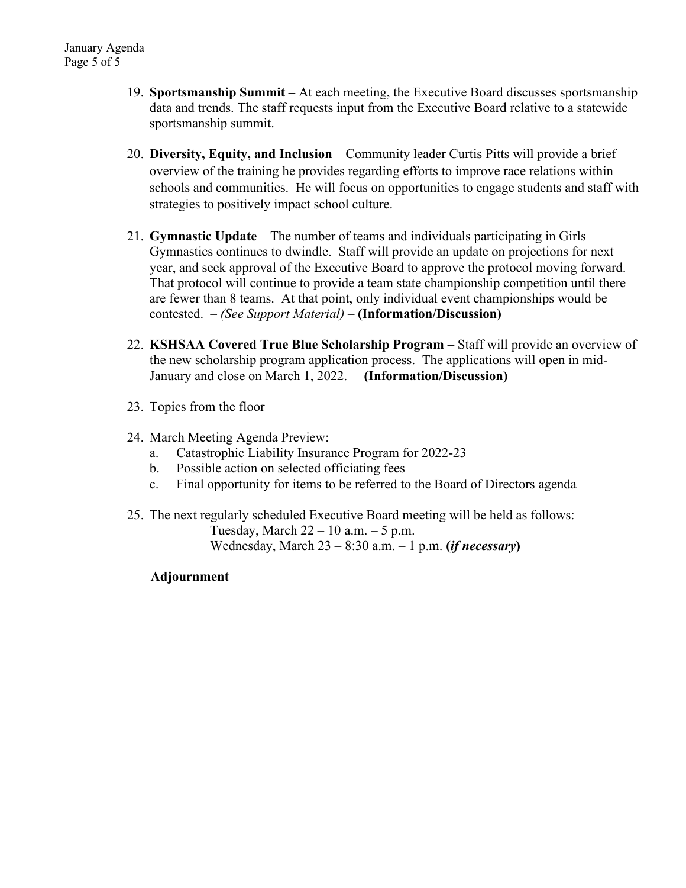19. **Sportsmanship Summit –** At each meeting, the Executive Board discusses sportsmanship data and trends. The staff requests input from the Executive Board relative to a statewide sportsmanship summit.

20. **Diversity, Equity, and Inclusion** – Community leader Curtis Pitts will provide a brief overview of the training he provides regarding efforts to improve race relations within schools and communities. He will focus on opportunities to engage students and staff with strategies to positively impact school culture.

21. **Gymnastic Update** – The number of teams and individuals participating in Girls Gymnastics continues to dwindle. Staff will provide an update on projections for next year, and seek approval of the Executive Board to approve the protocol moving forward. That protocol will continue to provide a team state championship competition until there are fewer than 8 teams. At that point, only individual event championships would be contested. – *(See Support Material)* – **(Information/Discussion)**

22. **KSHSAA Covered True Blue Scholarship Program –** Staff will provide an overview of the new scholarship program application process. The applications will open in mid-January and close on March 1, 2022. – **(Information/Discussion)**

23. Topics from the floor

24. March Meeting Agenda Preview:
    a. Catastrophic Liability Insurance Program for 2022-23
    b. Possible action on selected officiating fees
    c. Final opportunity for items to be referred to the Board of Directors agenda

25. The next regularly scheduled Executive Board meeting will be held as follows:
    Tuesday, March 22 – 10 a.m. – 5 p.m.
    Wednesday, March 23 – 8:30 a.m. – 1 p.m. **(*if necessary*)**

**Adjournment**